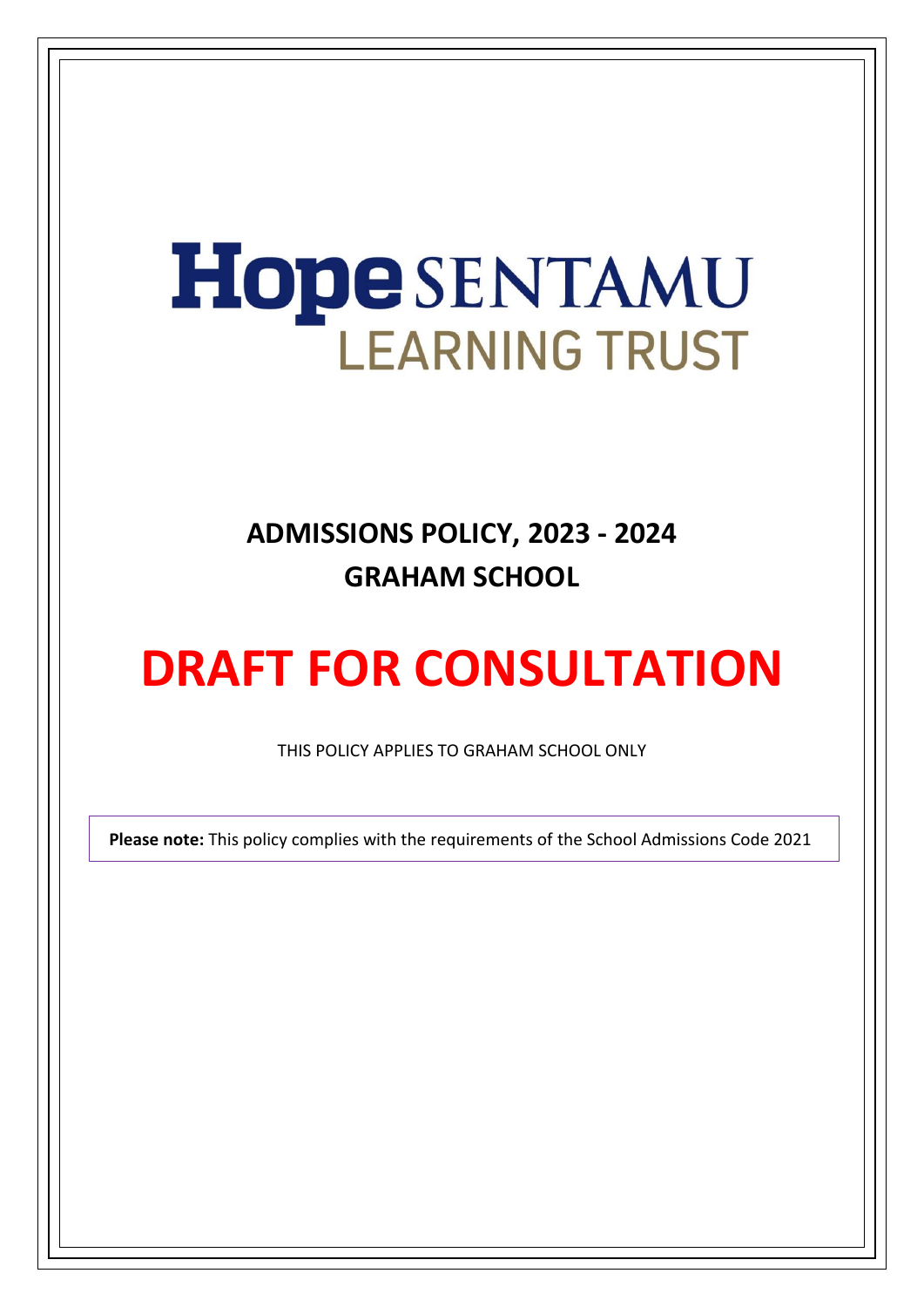# Hope SENTAMU LEARNING TRUST

## ADMISSIONS POLICY, 2023 - 2024

## GRAHAM SCHOOL

# DRAFT FOR CONSULTATION

THIS POLICY APPLIES TO GRAHAM SCHOOL ONLY

**Please note:** This policy complies with the requirements of the School Admissions Code 2021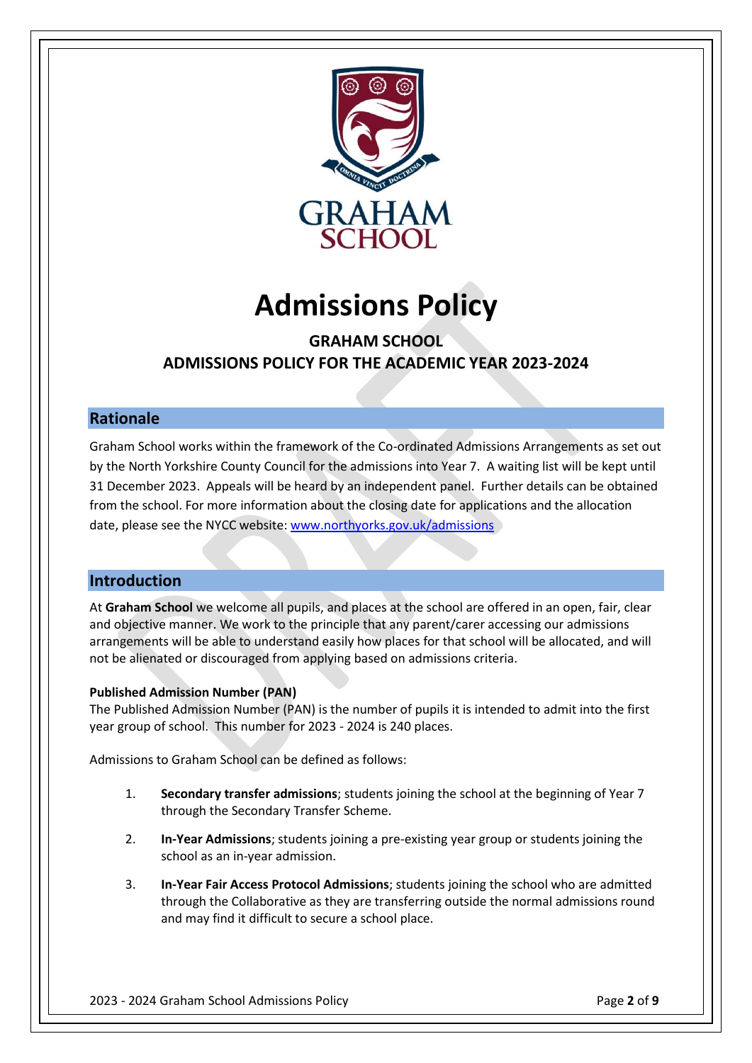# Admissions Policy

## GRAHAM SCHOOL
## ADMISSIONS POLICY FOR THE ACADEMIC YEAR 2023-2024

## Rationale

Graham School works within the framework of the Co-ordinated Admissions Arrangements as set out by the North Yorkshire County Council for the admissions into Year 7. A waiting list will be kept until 31 December 2023. Appeals will be heard by an independent panel. Further details can be obtained from the school. For more information about the closing date for applications and the allocation date, please see the NYCC website: [www.northyorks.gov.uk/admissions](www.northyorks.gov.uk/admissions)

## Introduction

At **Graham School** we welcome all pupils, and places at the school are offered in an open, fair, clear and objective manner. We work to the principle that any parent/carer accessing our admissions arrangements will be able to understand easily how places for that school will be allocated, and will not be alienated or discouraged from applying based on admissions criteria.

**Published Admission Number (PAN)**
The Published Admission Number (PAN) is the number of pupils it is intended to admit into the first year group of school. This number for 2023 - 2024 is 240 places.

Admissions to Graham School can be defined as follows:

1. **Secondary transfer admissions**; students joining the school at the beginning of Year 7 through the Secondary Transfer Scheme.

2. **In-Year Admissions**; students joining a pre-existing year group or students joining the school as an in-year admission.

3. **In-Year Fair Access Protocol Admissions**; students joining the school who are admitted through the Collaborative as they are transferring outside the normal admissions round and may find it difficult to secure a school place.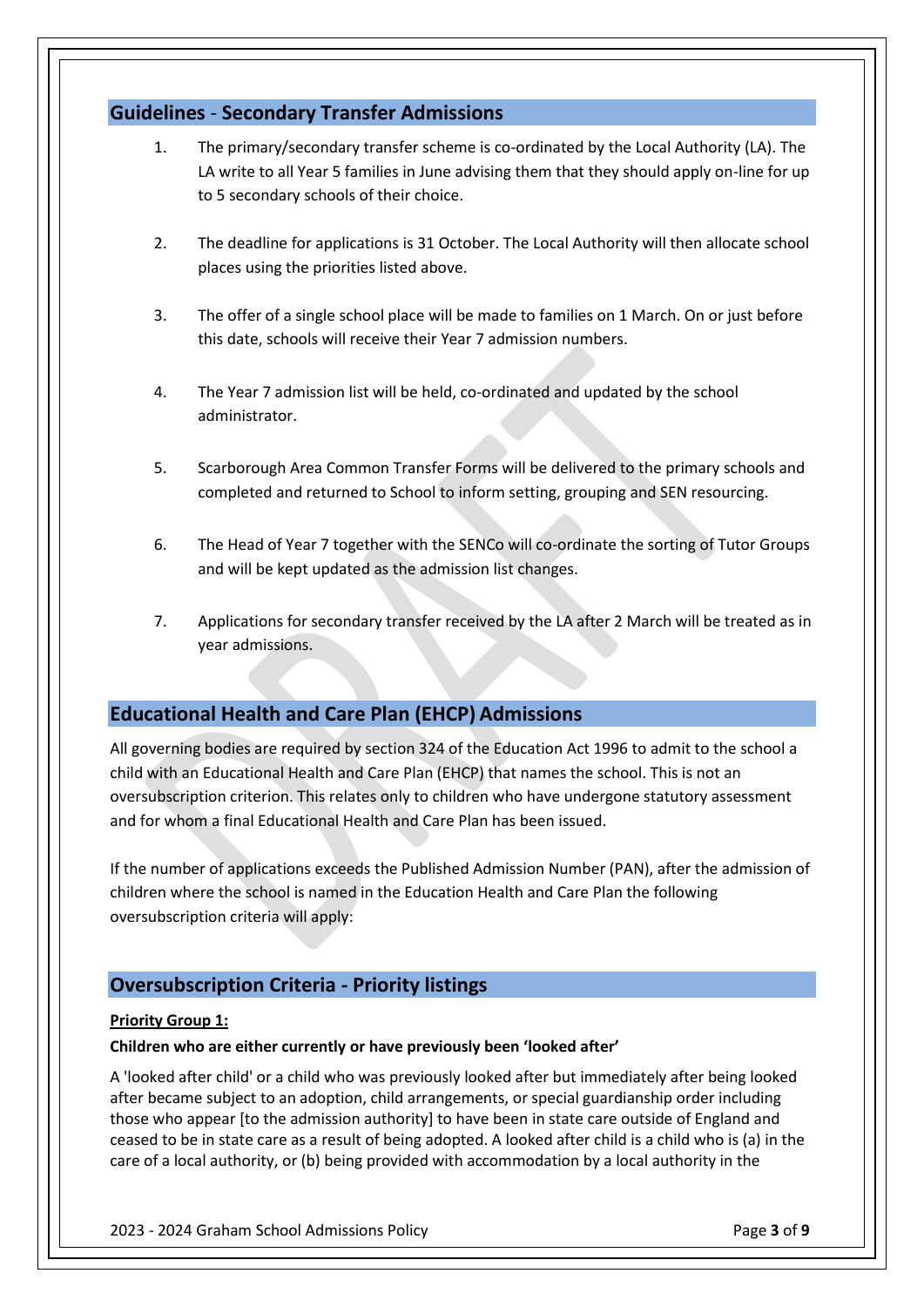## Guidelines - Secondary Transfer Admissions

1. The primary/secondary transfer scheme is co-ordinated by the Local Authority (LA). The LA write to all Year 5 families in June advising them that they should apply on-line for up to 5 secondary schools of their choice.

2. The deadline for applications is 31 October. The Local Authority will then allocate school places using the priorities listed above.

3. The offer of a single school place will be made to families on 1 March. On or just before this date, schools will receive their Year 7 admission numbers.

4. The Year 7 admission list will be held, co-ordinated and updated by the school administrator.

5. Scarborough Area Common Transfer Forms will be delivered to the primary schools and completed and returned to School to inform setting, grouping and SEN resourcing.

6. The Head of Year 7 together with the SENCo will co-ordinate the sorting of Tutor Groups and will be kept updated as the admission list changes.

7. Applications for secondary transfer received by the LA after 2 March will be treated as in year admissions.

## Educational Health and Care Plan (EHCP) Admissions

All governing bodies are required by section 324 of the Education Act 1996 to admit to the school a child with an Educational Health and Care Plan (EHCP) that names the school. This is not an oversubscription criterion. This relates only to children who have undergone statutory assessment and for whom a final Educational Health and Care Plan has been issued.

If the number of applications exceeds the Published Admission Number (PAN), after the admission of children where the school is named in the Education Health and Care Plan the following oversubscription criteria will apply:

## Oversubscription Criteria - Priority listings

**Priority Group 1:**

**Children who are either currently or have previously been 'looked after'**

A 'looked after child' or a child who was previously looked after but immediately after being looked after became subject to an adoption, child arrangements, or special guardianship order including those who appear [to the admission authority] to have been in state care outside of England and ceased to be in state care as a result of being adopted. A looked after child is a child who is (a) in the care of a local authority, or (b) being provided with accommodation by a local authority in the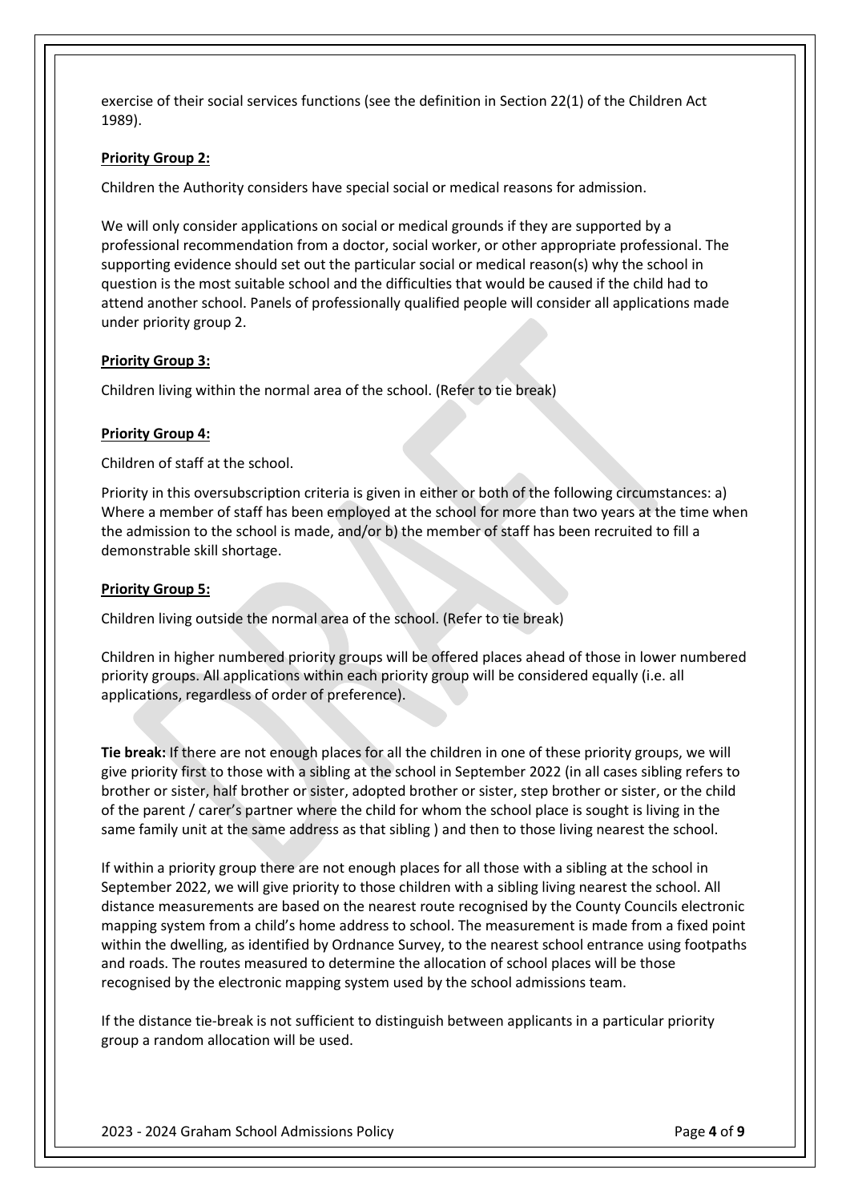exercise of their social services functions (see the definition in Section 22(1) of the Children Act 1989).

**Priority Group 2:**

Children the Authority considers have special social or medical reasons for admission.

We will only consider applications on social or medical grounds if they are supported by a professional recommendation from a doctor, social worker, or other appropriate professional. The supporting evidence should set out the particular social or medical reason(s) why the school in question is the most suitable school and the difficulties that would be caused if the child had to attend another school. Panels of professionally qualified people will consider all applications made under priority group 2.

**Priority Group 3:**

Children living within the normal area of the school. (Refer to tie break)

**Priority Group 4:**

Children of staff at the school.

Priority in this oversubscription criteria is given in either or both of the following circumstances: a) Where a member of staff has been employed at the school for more than two years at the time when the admission to the school is made, and/or b) the member of staff has been recruited to fill a demonstrable skill shortage.

**Priority Group 5:**

Children living outside the normal area of the school. (Refer to tie break)

Children in higher numbered priority groups will be offered places ahead of those in lower numbered priority groups. All applications within each priority group will be considered equally (i.e. all applications, regardless of order of preference).

**Tie break:** If there are not enough places for all the children in one of these priority groups, we will give priority first to those with a sibling at the school in September 2022 (in all cases sibling refers to brother or sister, half brother or sister, adopted brother or sister, step brother or sister, or the child of the parent / carer's partner where the child for whom the school place is sought is living in the same family unit at the same address as that sibling ) and then to those living nearest the school.

If within a priority group there are not enough places for all those with a sibling at the school in September 2022, we will give priority to those children with a sibling living nearest the school. All distance measurements are based on the nearest route recognised by the County Councils electronic mapping system from a child's home address to school. The measurement is made from a fixed point within the dwelling, as identified by Ordnance Survey, to the nearest school entrance using footpaths and roads. The routes measured to determine the allocation of school places will be those recognised by the electronic mapping system used by the school admissions team.

If the distance tie-break is not sufficient to distinguish between applicants in a particular priority group a random allocation will be used.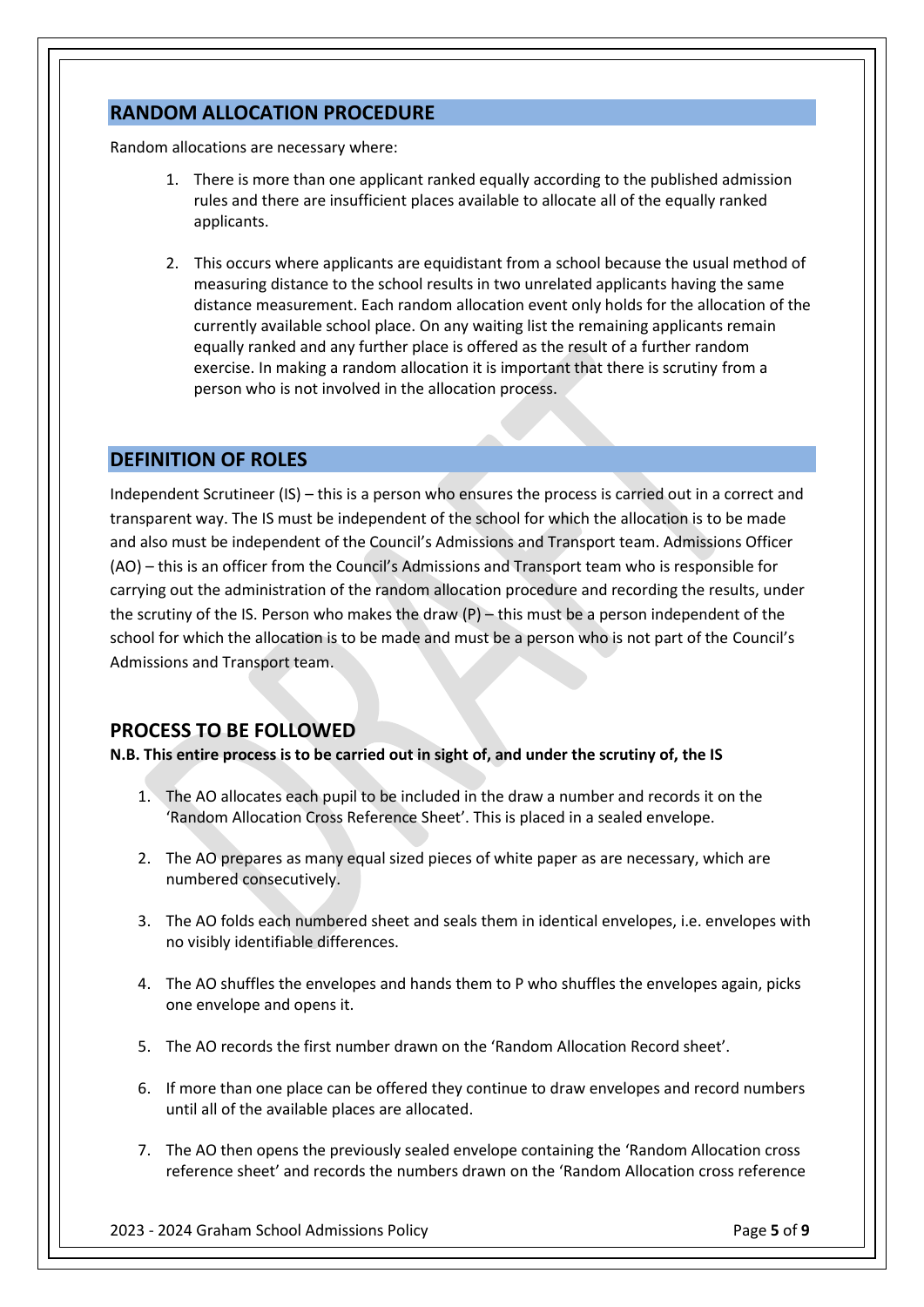## RANDOM ALLOCATION PROCEDURE

Random allocations are necessary where:

1. There is more than one applicant ranked equally according to the published admission rules and there are insufficient places available to allocate all of the equally ranked applicants.

2. This occurs where applicants are equidistant from a school because the usual method of measuring distance to the school results in two unrelated applicants having the same distance measurement. Each random allocation event only holds for the allocation of the currently available school place. On any waiting list the remaining applicants remain equally ranked and any further place is offered as the result of a further random exercise. In making a random allocation it is important that there is scrutiny from a person who is not involved in the allocation process.

## DEFINITION OF ROLES

Independent Scrutineer (IS) – this is a person who ensures the process is carried out in a correct and transparent way. The IS must be independent of the school for which the allocation is to be made and also must be independent of the Council's Admissions and Transport team. Admissions Officer (AO) – this is an officer from the Council's Admissions and Transport team who is responsible for carrying out the administration of the random allocation procedure and recording the results, under the scrutiny of the IS. Person who makes the draw (P) – this must be a person independent of the school for which the allocation is to be made and must be a person who is not part of the Council's Admissions and Transport team.

## PROCESS TO BE FOLLOWED

**N.B. This entire process is to be carried out in sight of, and under the scrutiny of, the IS**

1. The AO allocates each pupil to be included in the draw a number and records it on the 'Random Allocation Cross Reference Sheet'. This is placed in a sealed envelope.

2. The AO prepares as many equal sized pieces of white paper as are necessary, which are numbered consecutively.

3. The AO folds each numbered sheet and seals them in identical envelopes, i.e. envelopes with no visibly identifiable differences.

4. The AO shuffles the envelopes and hands them to P who shuffles the envelopes again, picks one envelope and opens it.

5. The AO records the first number drawn on the 'Random Allocation Record sheet'.

6. If more than one place can be offered they continue to draw envelopes and record numbers until all of the available places are allocated.

7. The AO then opens the previously sealed envelope containing the 'Random Allocation cross reference sheet' and records the numbers drawn on the 'Random Allocation cross reference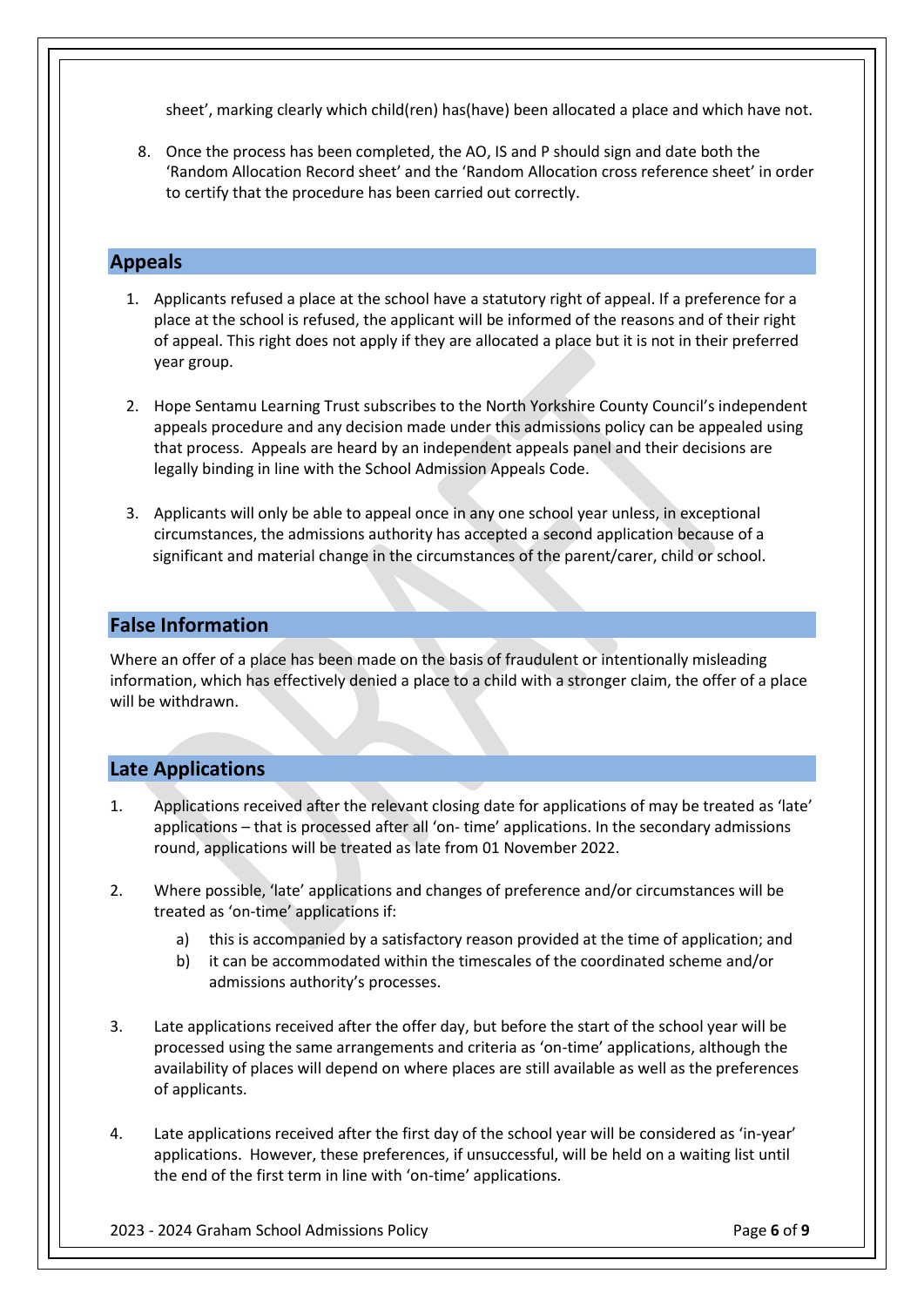sheet', marking clearly which child(ren) has(have) been allocated a place and which have not.

8. Once the process has been completed, the AO, IS and P should sign and date both the 'Random Allocation Record sheet' and the 'Random Allocation cross reference sheet' in order to certify that the procedure has been carried out correctly.

## Appeals

1. Applicants refused a place at the school have a statutory right of appeal. If a preference for a place at the school is refused, the applicant will be informed of the reasons and of their right of appeal. This right does not apply if they are allocated a place but it is not in their preferred year group.

2. Hope Sentamu Learning Trust subscribes to the North Yorkshire County Council's independent appeals procedure and any decision made under this admissions policy can be appealed using that process. Appeals are heard by an independent appeals panel and their decisions are legally binding in line with the School Admission Appeals Code.

3. Applicants will only be able to appeal once in any one school year unless, in exceptional circumstances, the admissions authority has accepted a second application because of a significant and material change in the circumstances of the parent/carer, child or school.

## False Information

Where an offer of a place has been made on the basis of fraudulent or intentionally misleading information, which has effectively denied a place to a child with a stronger claim, the offer of a place will be withdrawn.

## Late Applications

1. Applications received after the relevant closing date for applications of may be treated as 'late' applications – that is processed after all 'on- time' applications. In the secondary admissions round, applications will be treated as late from 01 November 2022.

2. Where possible, 'late' applications and changes of preference and/or circumstances will be treated as 'on-time' applications if:
   a) this is accompanied by a satisfactory reason provided at the time of application; and
   b) it can be accommodated within the timescales of the coordinated scheme and/or admissions authority's processes.

3. Late applications received after the offer day, but before the start of the school year will be processed using the same arrangements and criteria as 'on-time' applications, although the availability of places will depend on where places are still available as well as the preferences of applicants.

4. Late applications received after the first day of the school year will be considered as 'in-year' applications. However, these preferences, if unsuccessful, will be held on a waiting list until the end of the first term in line with 'on-time' applications.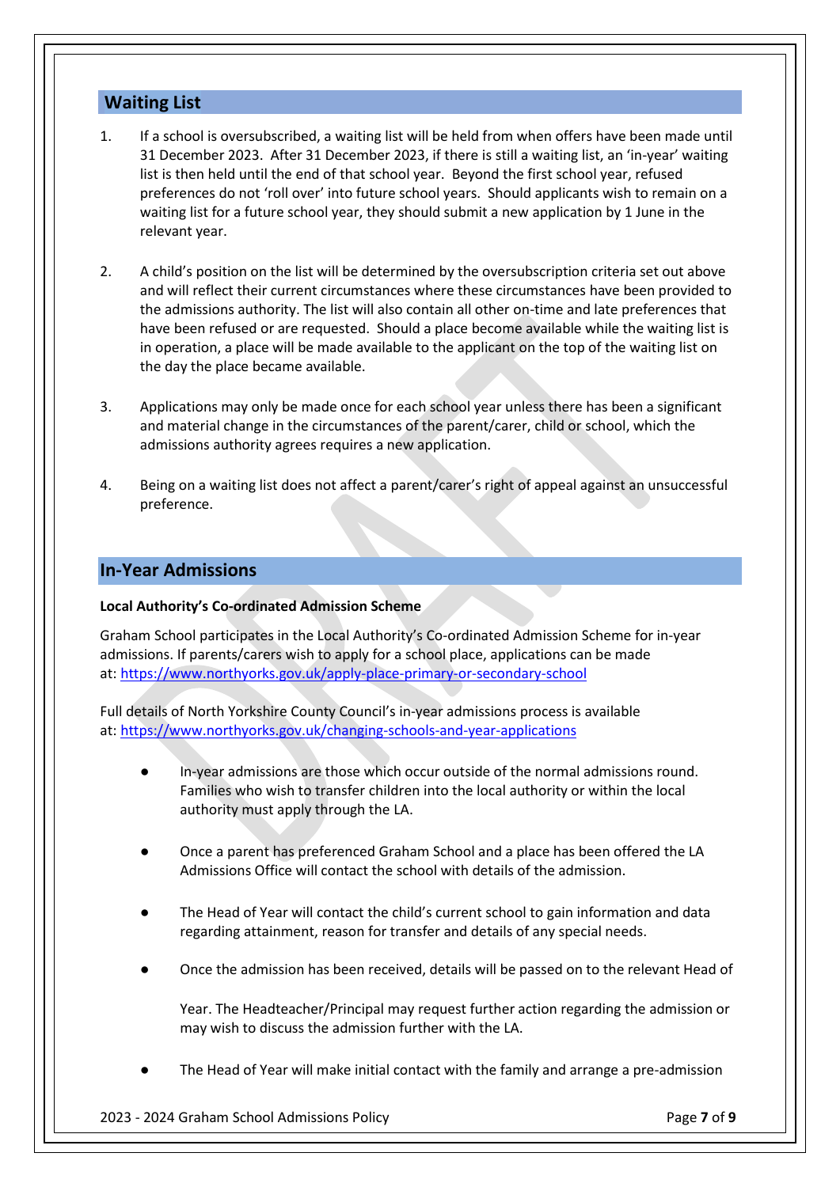## Waiting List

1. If a school is oversubscribed, a waiting list will be held from when offers have been made until 31 December 2023. After 31 December 2023, if there is still a waiting list, an 'in-year' waiting list is then held until the end of that school year. Beyond the first school year, refused preferences do not 'roll over' into future school years. Should applicants wish to remain on a waiting list for a future school year, they should submit a new application by 1 June in the relevant year.

2. A child's position on the list will be determined by the oversubscription criteria set out above and will reflect their current circumstances where these circumstances have been provided to the admissions authority. The list will also contain all other on-time and late preferences that have been refused or are requested. Should a place become available while the waiting list is in operation, a place will be made available to the applicant on the top of the waiting list on the day the place became available.

3. Applications may only be made once for each school year unless there has been a significant and material change in the circumstances of the parent/carer, child or school, which the admissions authority agrees requires a new application.

4. Being on a waiting list does not affect a parent/carer's right of appeal against an unsuccessful preference.

## In-Year Admissions

**Local Authority's Co-ordinated Admission Scheme**

Graham School participates in the Local Authority's Co-ordinated Admission Scheme for in-year admissions. If parents/carers wish to apply for a school place, applications can be made at: https://www.northyorks.gov.uk/apply-place-primary-or-secondary-school

Full details of North Yorkshire County Council's in-year admissions process is available at: https://www.northyorks.gov.uk/changing-schools-and-year-applications

- In-year admissions are those which occur outside of the normal admissions round. Families who wish to transfer children into the local authority or within the local authority must apply through the LA.

- Once a parent has preferenced Graham School and a place has been offered the LA Admissions Office will contact the school with details of the admission.

- The Head of Year will contact the child's current school to gain information and data regarding attainment, reason for transfer and details of any special needs.

- Once the admission has been received, details will be passed on to the relevant Head of

  Year. The Headteacher/Principal may request further action regarding the admission or may wish to discuss the admission further with the LA.

- The Head of Year will make initial contact with the family and arrange a pre-admission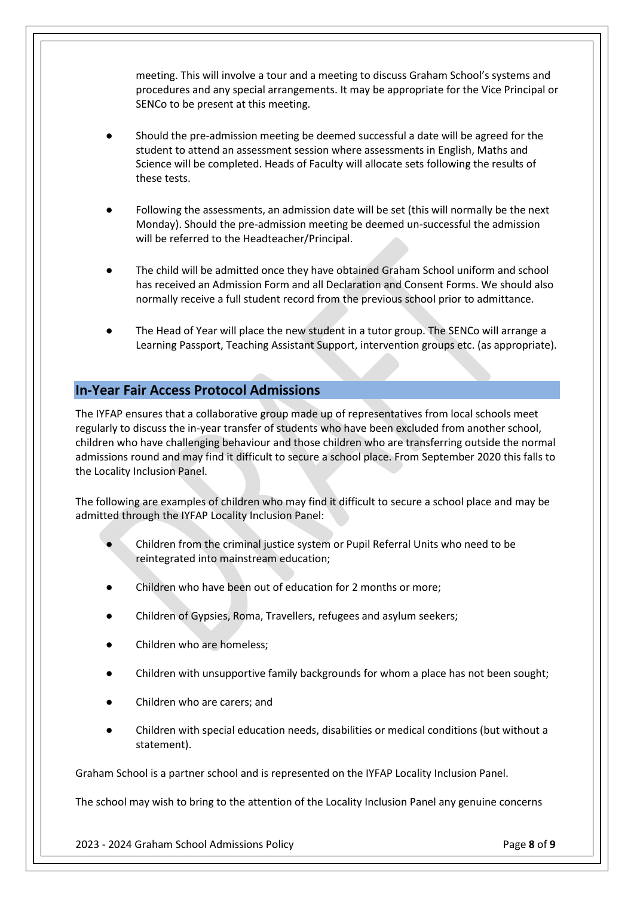meeting. This will involve a tour and a meeting to discuss Graham School's systems and procedures and any special arrangements. It may be appropriate for the Vice Principal or SENCo to be present at this meeting.

- Should the pre-admission meeting be deemed successful a date will be agreed for the student to attend an assessment session where assessments in English, Maths and Science will be completed. Heads of Faculty will allocate sets following the results of these tests.

- Following the assessments, an admission date will be set (this will normally be the next Monday). Should the pre-admission meeting be deemed un-successful the admission will be referred to the Headteacher/Principal.

- The child will be admitted once they have obtained Graham School uniform and school has received an Admission Form and all Declaration and Consent Forms. We should also normally receive a full student record from the previous school prior to admittance.

- The Head of Year will place the new student in a tutor group. The SENCo will arrange a Learning Passport, Teaching Assistant Support, intervention groups etc. (as appropriate).

## In-Year Fair Access Protocol Admissions

The IYFAP ensures that a collaborative group made up of representatives from local schools meet regularly to discuss the in-year transfer of students who have been excluded from another school, children who have challenging behaviour and those children who are transferring outside the normal admissions round and may find it difficult to secure a school place. From September 2020 this falls to the Locality Inclusion Panel.

The following are examples of children who may find it difficult to secure a school place and may be admitted through the IYFAP Locality Inclusion Panel:

- Children from the criminal justice system or Pupil Referral Units who need to be reintegrated into mainstream education;

- Children who have been out of education for 2 months or more;

- Children of Gypsies, Roma, Travellers, refugees and asylum seekers;

- Children who are homeless;

- Children with unsupportive family backgrounds for whom a place has not been sought;

- Children who are carers; and

- Children with special education needs, disabilities or medical conditions (but without a statement).

Graham School is a partner school and is represented on the IYFAP Locality Inclusion Panel.

The school may wish to bring to the attention of the Locality Inclusion Panel any genuine concerns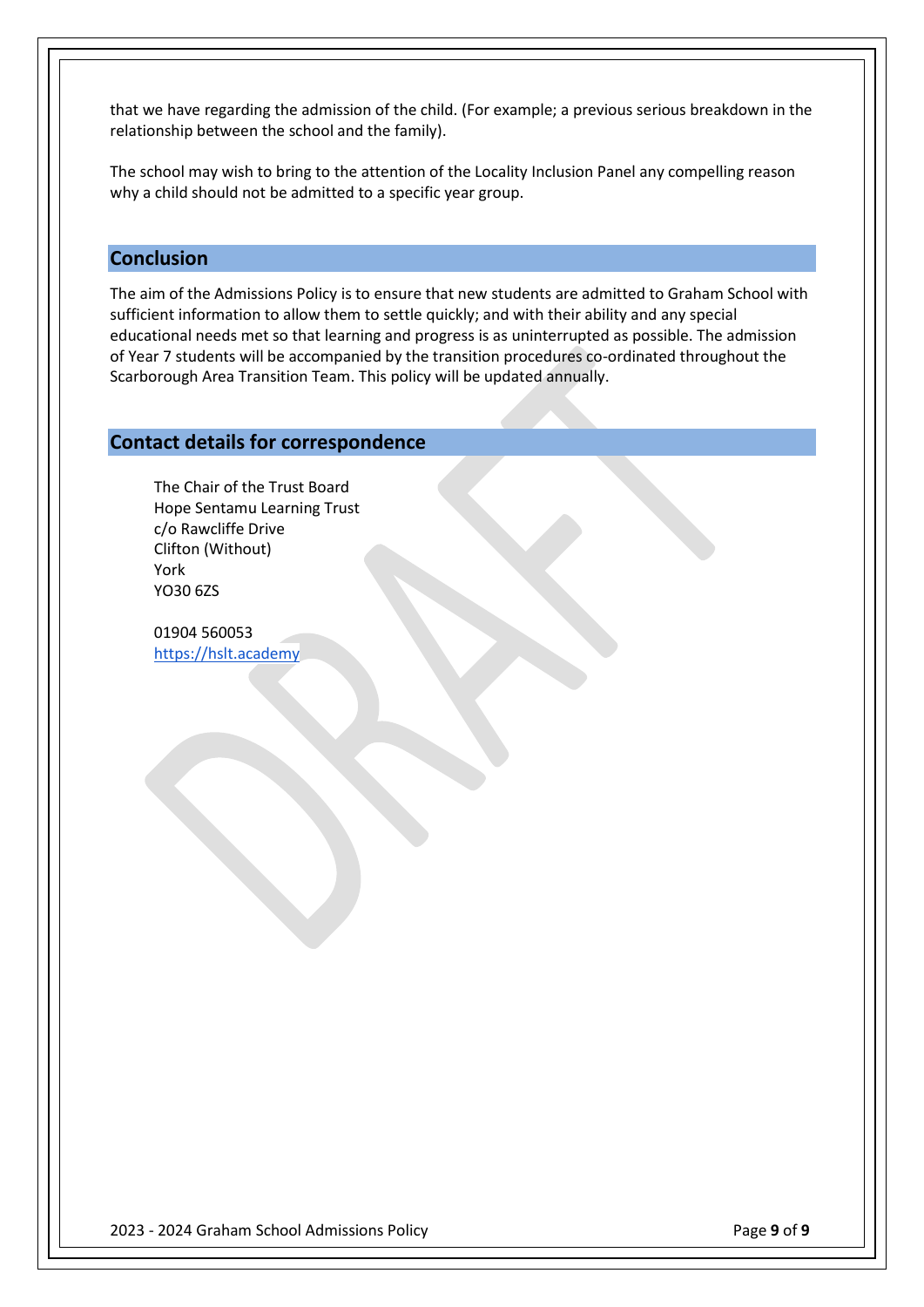that we have regarding the admission of the child. (For example; a previous serious breakdown in the relationship between the school and the family).

The school may wish to bring to the attention of the Locality Inclusion Panel any compelling reason why a child should not be admitted to a specific year group.

## Conclusion

The aim of the Admissions Policy is to ensure that new students are admitted to Graham School with sufficient information to allow them to settle quickly; and with their ability and any special educational needs met so that learning and progress is as uninterrupted as possible. The admission of Year 7 students will be accompanied by the transition procedures co-ordinated throughout the Scarborough Area Transition Team. This policy will be updated annually.

## Contact details for correspondence

The Chair of the Trust Board
Hope Sentamu Learning Trust
c/o Rawcliffe Drive
Clifton (Without)
York
YO30 6ZS

01904 560053
https://hslt.academy